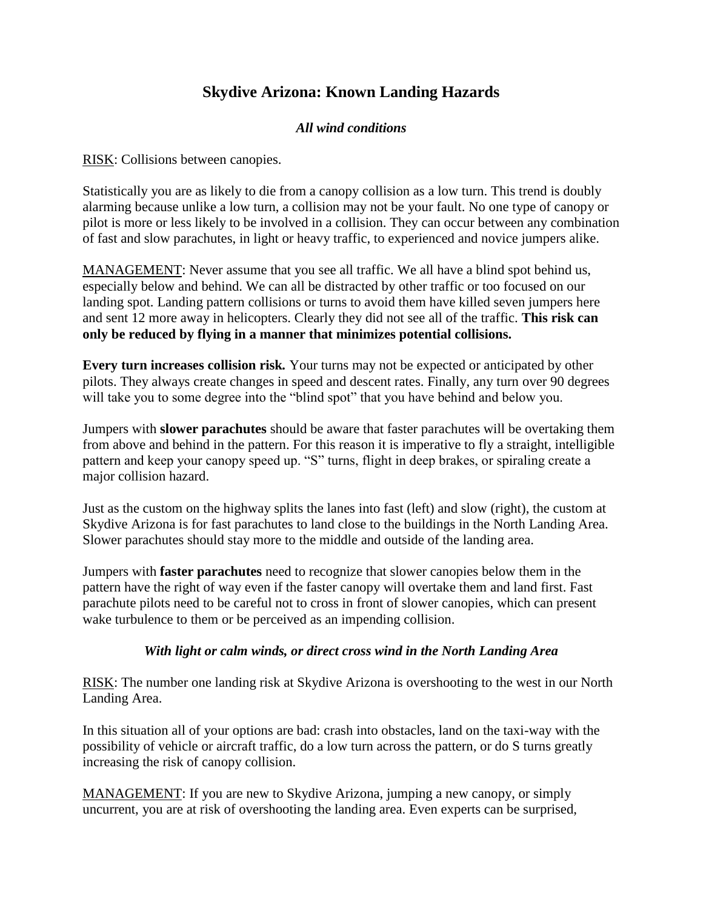# Skydive Arizona: Known Landing Hazards

### *All wind conditions*

<u>RISK</u>: Collisions between canopies.

Statistically you are as likely to die from a canopy collision as a low turn. This trend is doubly alarming because unlike a low turn, a collision may not be your fault. No one type of canopy or pilot is more or less likely to be involved in a collision. They can occur between any combination of fast and slow parachutes, in light or heavy traffic, to experienced and novice jumpers alike.

<u>MANAGEMENT</u>: Never assume that you see all traffic. We all have a blind spot behind us, especially below and behind. We can all be distracted by other traffic or too focused on our landing spot. Landing pattern collisions or turns to avoid them have killed seven jumpers here and sent 12 more away in helicopters. Clearly they did not see all of the traffic. **This risk can only be reduced by flying in a manner that minimizes potential collisions.**

**Every turn increases collision risk.** Your turns may not be expected or anticipated by other pilots. They always create changes in speed and descent rates. Finally, any turn over 90 degrees will take you to some degree into the "blind spot" that you have behind and below you.

Jumpers with **slower parachutes** should be aware that faster parachutes will be overtaking them from above and behind in the pattern. For this reason it is imperative to fly a straight, intelligible pattern and keep your canopy speed up. "S" turns, flight in deep brakes, or spiraling create a major collision hazard.

Just as the custom on the highway splits the lanes into fast (left) and slow (right), the custom at Skydive Arizona is for fast parachutes to land close to the buildings in the North Landing Area. Slower parachutes should stay more to the middle and outside of the landing area.

Jumpers with **faster parachutes** need to recognize that slower canopies below them in the pattern have the right of way even if the faster canopy will overtake them and land first. Fast parachute pilots need to be careful not to cross in front of slower canopies, which can present wake turbulence to them or be perceived as an impending collision.

### *With light or calm winds, or direct cross wind in the North Landing Area*

<u>RISK</u>: The number one landing risk at Skydive Arizona is overshooting to the west in our North Landing Area.

In this situation all of your options are bad: crash into obstacles, land on the taxi-way with the possibility of vehicle or aircraft traffic, do a low turn across the pattern, or do S turns greatly increasing the risk of canopy collision.

<u>MANAGEMENT</u>: If you are new to Skydive Arizona, jumping a new canopy, or simply uncurrent, you are at risk of overshooting the landing area. Even experts can be surprised,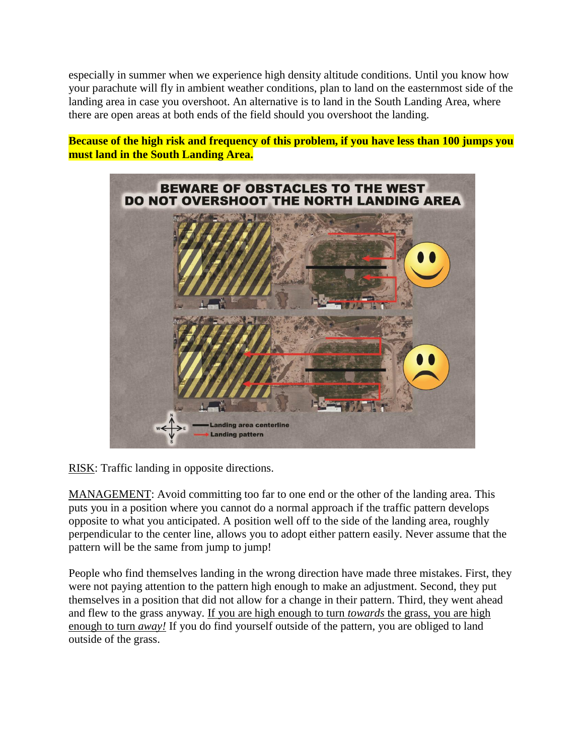especially in summer when we experience high density altitude conditions. Until you know how your parachute will fly in ambient weather conditions, plan to land on the easternmost side of the landing area in case you overshoot. An alternative is to land in the South Landing Area, where there are open areas at both ends of the field should you overshoot the landing.

**Because of the high risk and frequency of this problem, if you have less than 100 jumps you must land in the South Landing Area.**

BEWARE OF OBSTACLES TO THE WEST
DO NOT OVERSHOOT THE NORTH LANDING AREA

Landing area centerline
Landing pattern

RISK: Traffic landing in opposite directions.

MANAGEMENT: Avoid committing too far to one end or the other of the landing area. This puts you in a position where you cannot do a normal approach if the traffic pattern develops opposite to what you anticipated. A position well off to the side of the landing area, roughly perpendicular to the center line, allows you to adopt either pattern easily. Never assume that the pattern will be the same from jump to jump!

People who find themselves landing in the wrong direction have made three mistakes. First, they were not paying attention to the pattern high enough to make an adjustment. Second, they put themselves in a position that did not allow for a change in their pattern. Third, they went ahead and flew to the grass anyway. If you are high enough to turn *towards* the grass, you are high enough to turn *away!* If you do find yourself outside of the pattern, you are obliged to land outside of the grass.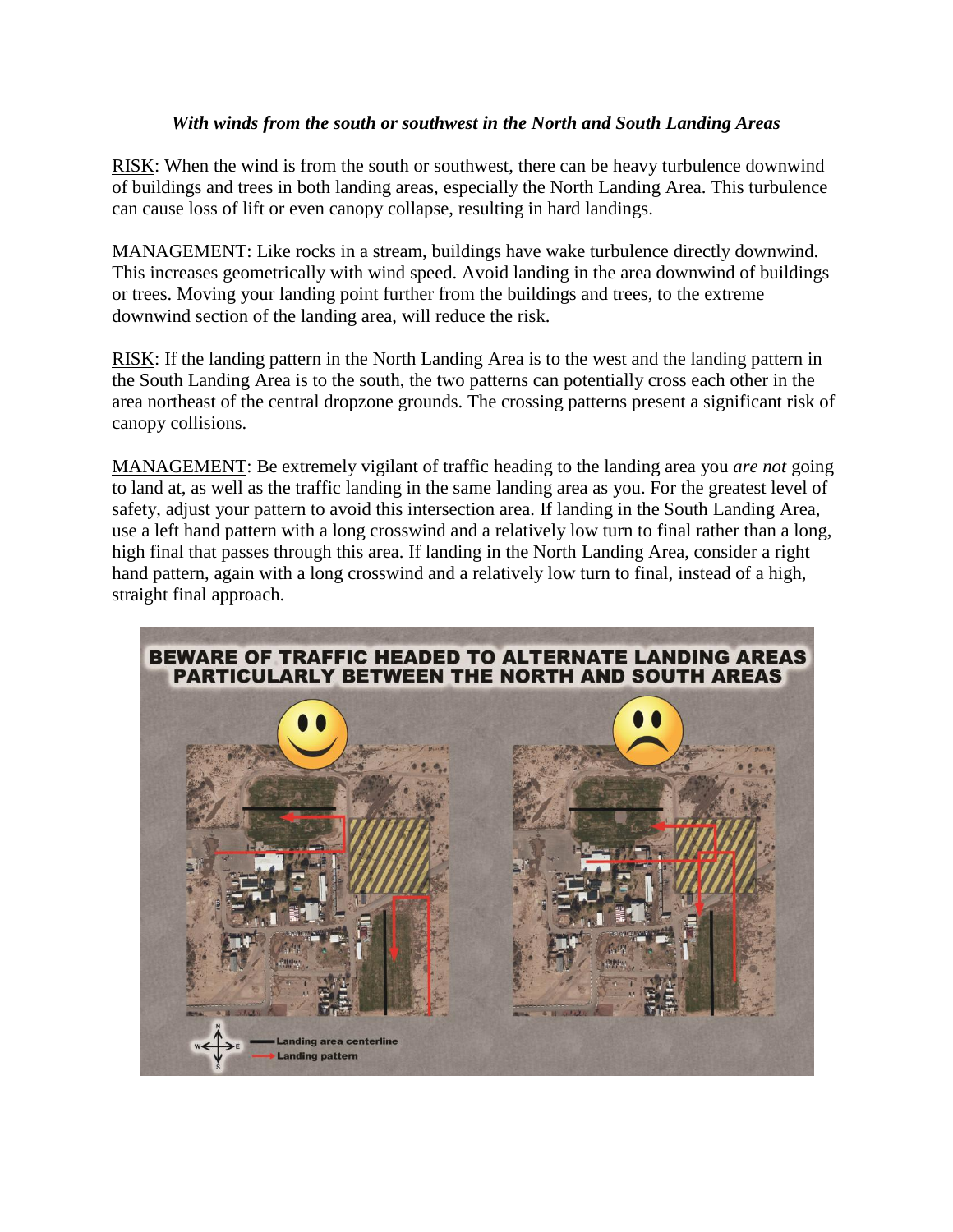***With winds from the south or southwest in the North and South Landing Areas***

RISK: When the wind is from the south or southwest, there can be heavy turbulence downwind of buildings and trees in both landing areas, especially the North Landing Area. This turbulence can cause loss of lift or even canopy collapse, resulting in hard landings.

MANAGEMENT: Like rocks in a stream, buildings have wake turbulence directly downwind. This increases geometrically with wind speed. Avoid landing in the area downwind of buildings or trees. Moving your landing point further from the buildings and trees, to the extreme downwind section of the landing area, will reduce the risk.

RISK: If the landing pattern in the North Landing Area is to the west and the landing pattern in the South Landing Area is to the south, the two patterns can potentially cross each other in the area northeast of the central dropzone grounds. The crossing patterns present a significant risk of canopy collisions.

MANAGEMENT: Be extremely vigilant of traffic heading to the landing area you *are not* going to land at, as well as the traffic landing in the same landing area as you. For the greatest level of safety, adjust your pattern to avoid this intersection area. If landing in the South Landing Area, use a left hand pattern with a long crosswind and a relatively low turn to final rather than a long, high final that passes through this area. If landing in the North Landing Area, consider a right hand pattern, again with a long crosswind and a relatively low turn to final, instead of a high, straight final approach.

BEWARE OF TRAFFIC HEADED TO ALTERNATE LANDING AREAS
PARTICULARLY BETWEEN THE NORTH AND SOUTH AREAS

N
W E
S

Landing area centerline

Landing pattern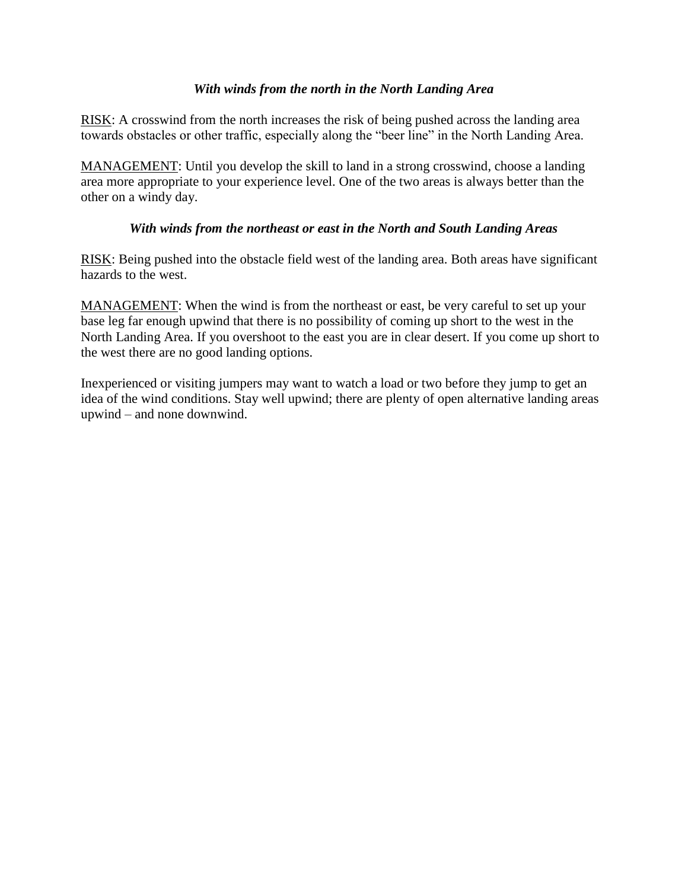### *With winds from the north in the North Landing Area*

<u>RISK</u>: A crosswind from the north increases the risk of being pushed across the landing area towards obstacles or other traffic, especially along the "beer line" in the North Landing Area.

<u>MANAGEMENT</u>: Until you develop the skill to land in a strong crosswind, choose a landing area more appropriate to your experience level. One of the two areas is always better than the other on a windy day.

### *With winds from the northeast or east in the North and South Landing Areas*

<u>RISK</u>: Being pushed into the obstacle field west of the landing area. Both areas have significant hazards to the west.

<u>MANAGEMENT</u>: When the wind is from the northeast or east, be very careful to set up your base leg far enough upwind that there is no possibility of coming up short to the west in the North Landing Area. If you overshoot to the east you are in clear desert. If you come up short to the west there are no good landing options.

Inexperienced or visiting jumpers may want to watch a load or two before they jump to get an idea of the wind conditions. Stay well upwind; there are plenty of open alternative landing areas upwind – and none downwind.